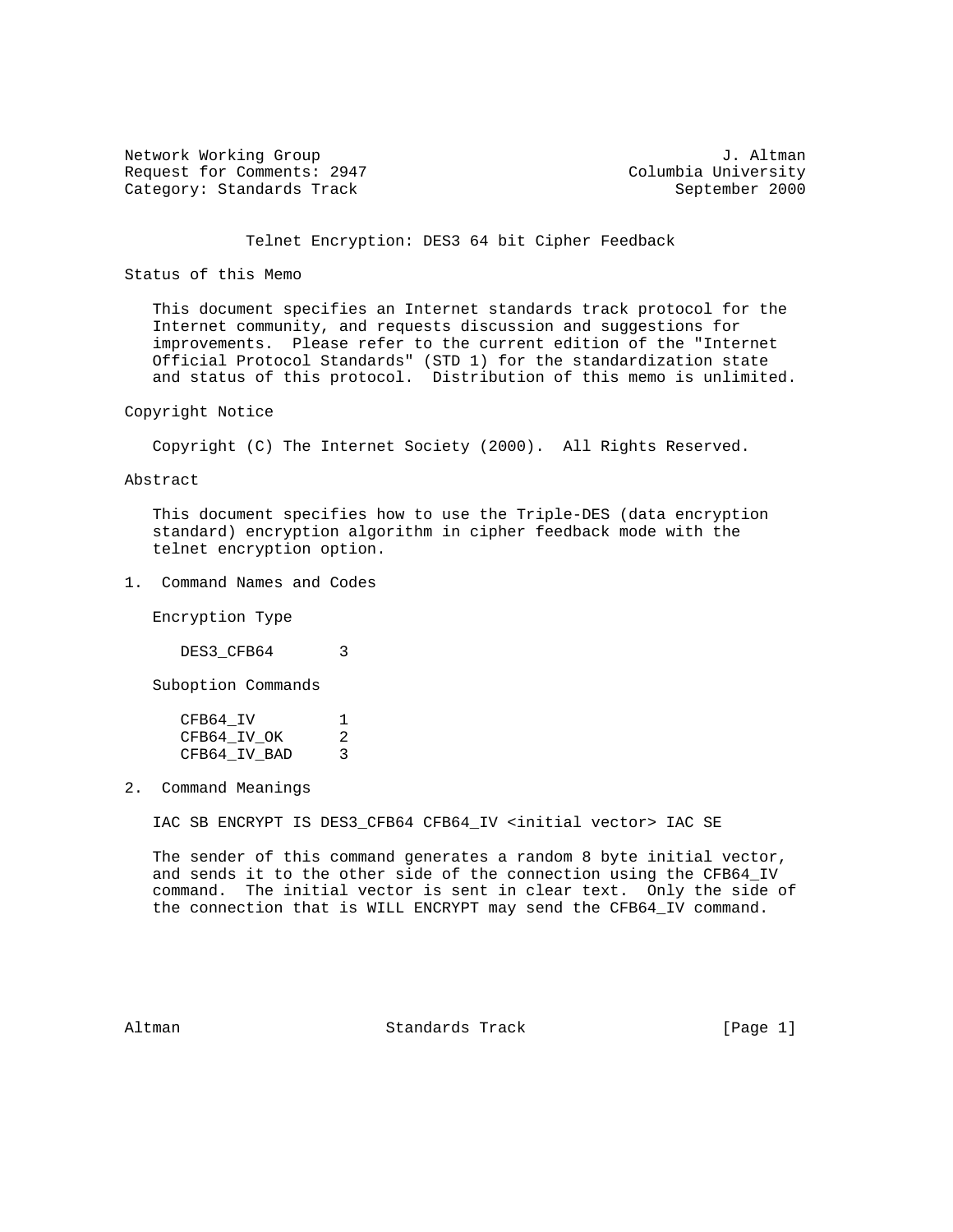Network Working Group J. Altman
Request for Comments: 2947 Columbia University
Category: Standards Track September 2000

# Telnet Encryption: DES3 64 bit Cipher Feedback

## Status of this Memo

This document specifies an Internet standards track protocol for the Internet community, and requests discussion and suggestions for improvements. Please refer to the current edition of the "Internet Official Protocol Standards" (STD 1) for the standardization state and status of this protocol. Distribution of this memo is unlimited.

## Copyright Notice

Copyright (C) The Internet Society (2000). All Rights Reserved.

## Abstract

This document specifies how to use the Triple-DES (data encryption standard) encryption algorithm in cipher feedback mode with the telnet encryption option.

## 1. Command Names and Codes

Encryption Type

```
DES3_CFB64       3
```

Suboption Commands

```
CFB64_IV         1
CFB64_IV_OK      2
CFB64_IV_BAD     3
```

## 2. Command Meanings

```
IAC SB ENCRYPT IS DES3_CFB64 CFB64_IV <initial vector> IAC SE
```

The sender of this command generates a random 8 byte initial vector, and sends it to the other side of the connection using the CFB64_IV command. The initial vector is sent in clear text. Only the side of the connection that is WILL ENCRYPT may send the CFB64_IV command.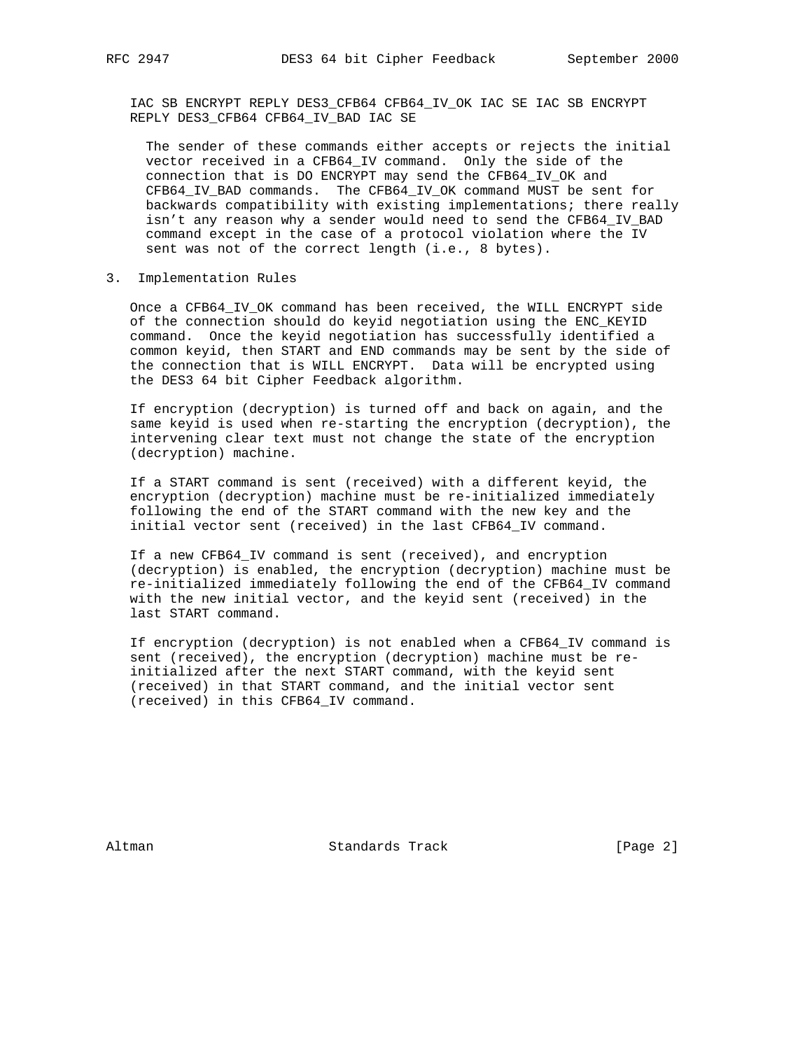IAC SB ENCRYPT REPLY DES3_CFB64 CFB64_IV_OK IAC SE IAC SB ENCRYPT REPLY DES3_CFB64 CFB64_IV_BAD IAC SE

The sender of these commands either accepts or rejects the initial vector received in a CFB64_IV command. Only the side of the connection that is DO ENCRYPT may send the CFB64_IV_OK and CFB64_IV_BAD commands. The CFB64_IV_OK command MUST be sent for backwards compatibility with existing implementations; there really isn't any reason why a sender would need to send the CFB64_IV_BAD command except in the case of a protocol violation where the IV sent was not of the correct length (i.e., 8 bytes).

## 3. Implementation Rules

Once a CFB64_IV_OK command has been received, the WILL ENCRYPT side of the connection should do keyid negotiation using the ENC_KEYID command. Once the keyid negotiation has successfully identified a common keyid, then START and END commands may be sent by the side of the connection that is WILL ENCRYPT. Data will be encrypted using the DES3 64 bit Cipher Feedback algorithm.

If encryption (decryption) is turned off and back on again, and the same keyid is used when re-starting the encryption (decryption), the intervening clear text must not change the state of the encryption (decryption) machine.

If a START command is sent (received) with a different keyid, the encryption (decryption) machine must be re-initialized immediately following the end of the START command with the new key and the initial vector sent (received) in the last CFB64_IV command.

If a new CFB64_IV command is sent (received), and encryption (decryption) is enabled, the encryption (decryption) machine must be re-initialized immediately following the end of the CFB64_IV command with the new initial vector, and the keyid sent (received) in the last START command.

If encryption (decryption) is not enabled when a CFB64_IV command is sent (received), the encryption (decryption) machine must be re-initialized after the next START command, with the keyid sent (received) in that START command, and the initial vector sent (received) in this CFB64_IV command.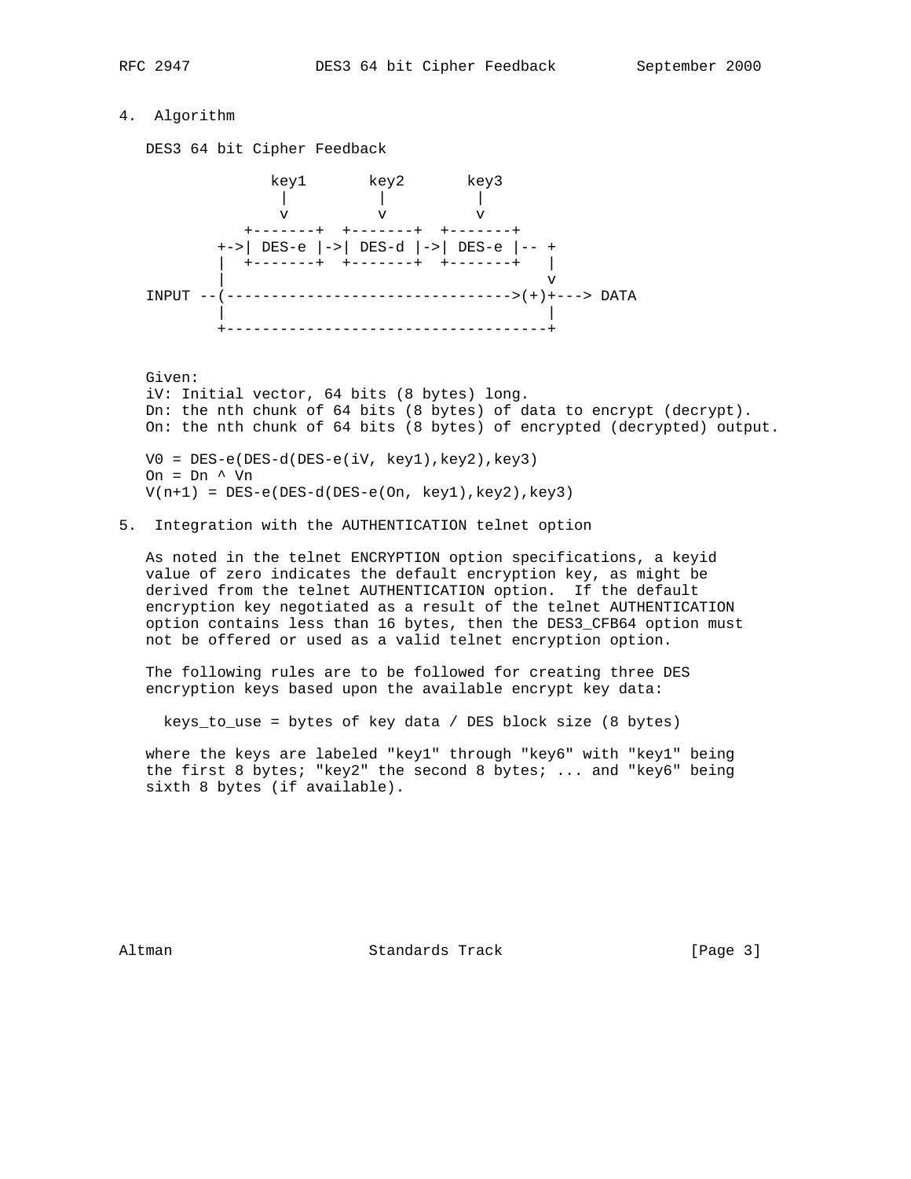## 4. Algorithm

DES3 64 bit Cipher Feedback

```
               key1       key2       key3
                |          |          |
                v          v          v
            +-------+  +-------+  +-------+
         +->| DES-e |->| DES-d |->| DES-e |-- +
         |  +-------+  +-------+  +-------+   |
         |                                    v
INPUT --(-------------------------------->(+)+---> DATA
         |                                    |
         +------------------------------------+
```

Given:
iV: Initial vector, 64 bits (8 bytes) long.
Dn: the nth chunk of 64 bits (8 bytes) of data to encrypt (decrypt).
On: the nth chunk of 64 bits (8 bytes) of encrypted (decrypted) output.

```
V0 = DES-e(DES-d(DES-e(iV, key1),key2),key3)
On = Dn ^ Vn
V(n+1) = DES-e(DES-d(DES-e(On, key1),key2),key3)
```

## 5. Integration with the AUTHENTICATION telnet option

As noted in the telnet ENCRYPTION option specifications, a keyid value of zero indicates the default encryption key, as might be derived from the telnet AUTHENTICATION option. If the default encryption key negotiated as a result of the telnet AUTHENTICATION option contains less than 16 bytes, then the DES3_CFB64 option must not be offered or used as a valid telnet encryption option.

The following rules are to be followed for creating three DES encryption keys based upon the available encrypt key data:

```
keys_to_use = bytes of key data / DES block size (8 bytes)
```

where the keys are labeled "key1" through "key6" with "key1" being the first 8 bytes; "key2" the second 8 bytes; ... and "key6" being sixth 8 bytes (if available).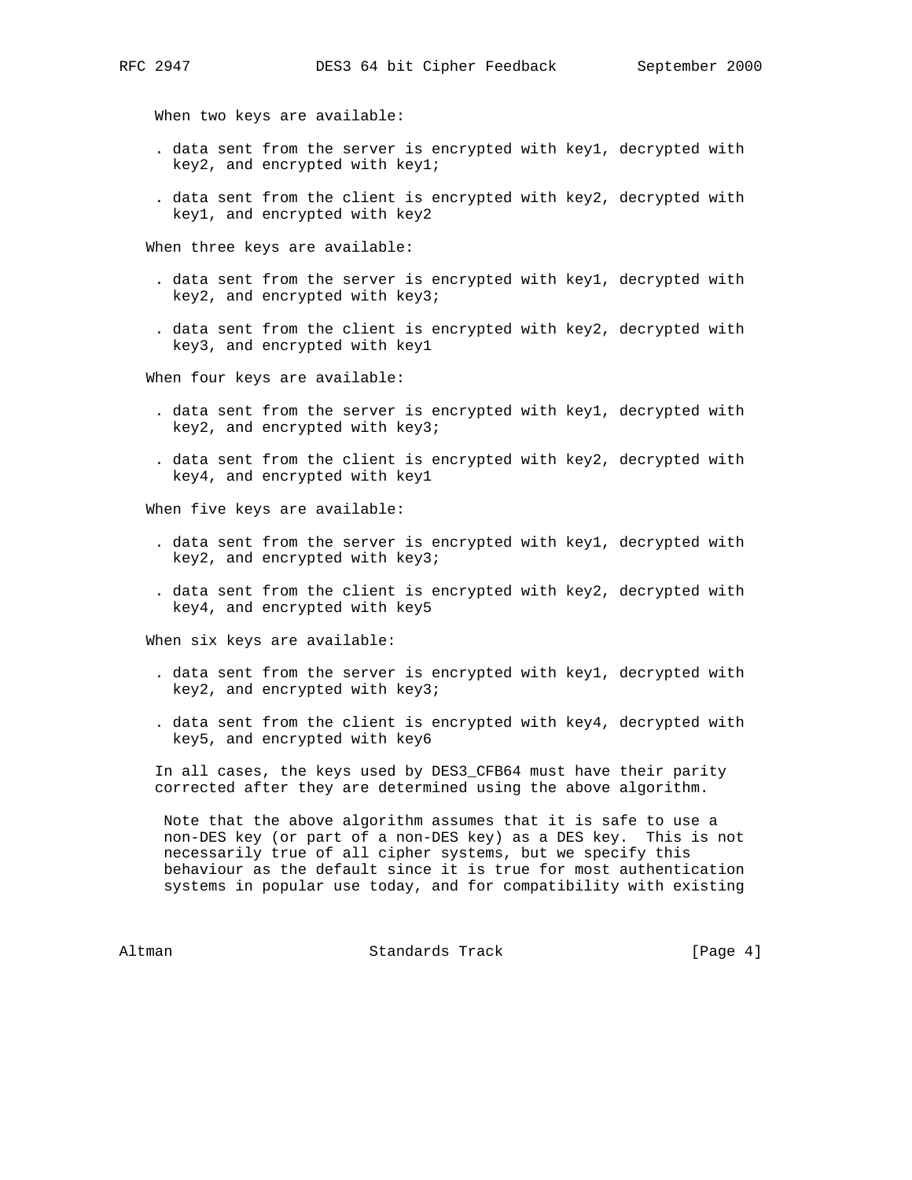When two keys are available:

- data sent from the server is encrypted with key1, decrypted with key2, and encrypted with key1;
- data sent from the client is encrypted with key2, decrypted with key1, and encrypted with key2

When three keys are available:

- data sent from the server is encrypted with key1, decrypted with key2, and encrypted with key3;
- data sent from the client is encrypted with key2, decrypted with key3, and encrypted with key1

When four keys are available:

- data sent from the server is encrypted with key1, decrypted with key2, and encrypted with key3;
- data sent from the client is encrypted with key2, decrypted with key4, and encrypted with key1

When five keys are available:

- data sent from the server is encrypted with key1, decrypted with key2, and encrypted with key3;
- data sent from the client is encrypted with key2, decrypted with key4, and encrypted with key5

When six keys are available:

- data sent from the server is encrypted with key1, decrypted with key2, and encrypted with key3;
- data sent from the client is encrypted with key4, decrypted with key5, and encrypted with key6

In all cases, the keys used by DES3_CFB64 must have their parity corrected after they are determined using the above algorithm.

Note that the above algorithm assumes that it is safe to use a non-DES key (or part of a non-DES key) as a DES key. This is not necessarily true of all cipher systems, but we specify this behaviour as the default since it is true for most authentication systems in popular use today, and for compatibility with existing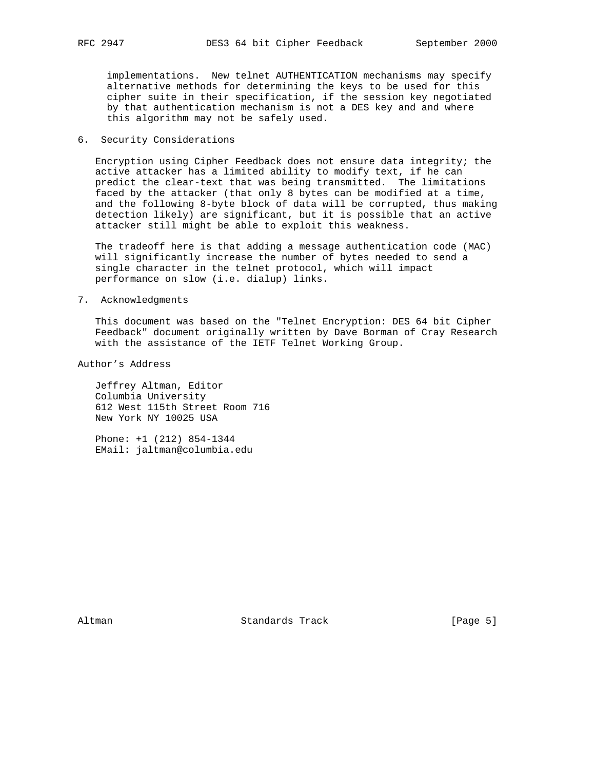implementations. New telnet AUTHENTICATION mechanisms may specify alternative methods for determining the keys to be used for this cipher suite in their specification, if the session key negotiated by that authentication mechanism is not a DES key and and where this algorithm may not be safely used.

## 6. Security Considerations

Encryption using Cipher Feedback does not ensure data integrity; the active attacker has a limited ability to modify text, if he can predict the clear-text that was being transmitted. The limitations faced by the attacker (that only 8 bytes can be modified at a time, and the following 8-byte block of data will be corrupted, thus making detection likely) are significant, but it is possible that an active attacker still might be able to exploit this weakness.

The tradeoff here is that adding a message authentication code (MAC) will significantly increase the number of bytes needed to send a single character in the telnet protocol, which will impact performance on slow (i.e. dialup) links.

## 7. Acknowledgments

This document was based on the "Telnet Encryption: DES 64 bit Cipher Feedback" document originally written by Dave Borman of Cray Research with the assistance of the IETF Telnet Working Group.

## Author’s Address

Jeffrey Altman, Editor
Columbia University
612 West 115th Street Room 716
New York NY 10025 USA

Phone: +1 (212) 854-1344
EMail: jaltman@columbia.edu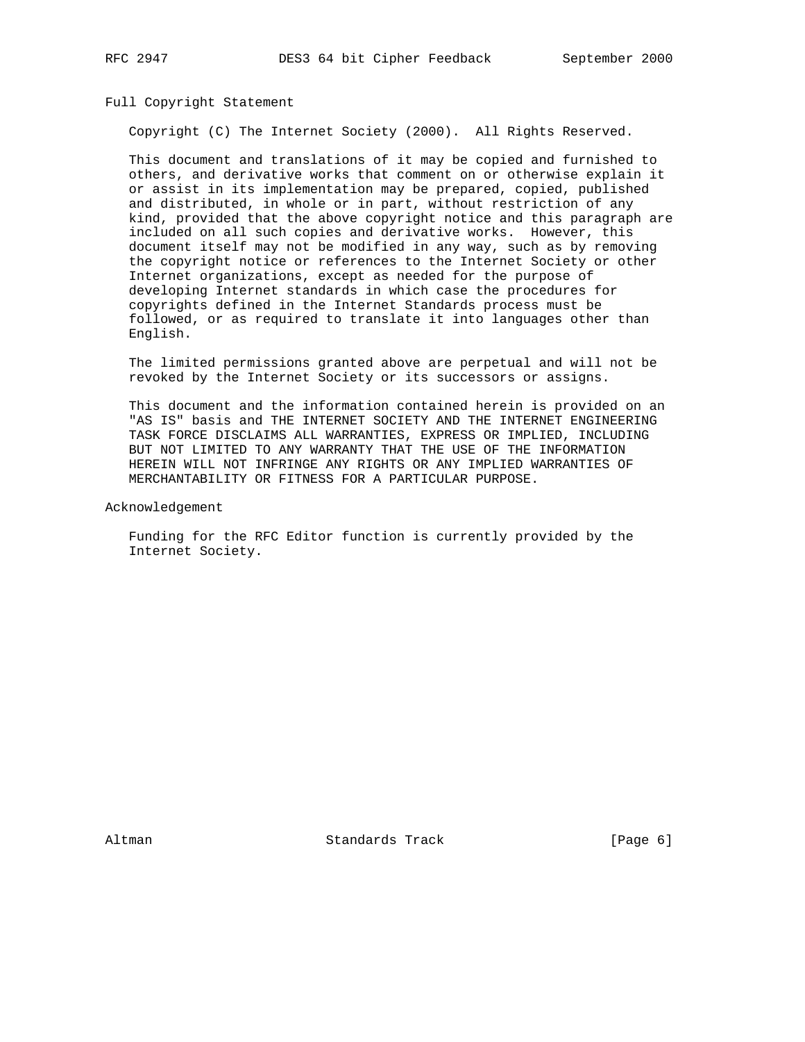## Full Copyright Statement

Copyright (C) The Internet Society (2000). All Rights Reserved.

This document and translations of it may be copied and furnished to others, and derivative works that comment on or otherwise explain it or assist in its implementation may be prepared, copied, published and distributed, in whole or in part, without restriction of any kind, provided that the above copyright notice and this paragraph are included on all such copies and derivative works. However, this document itself may not be modified in any way, such as by removing the copyright notice or references to the Internet Society or other Internet organizations, except as needed for the purpose of developing Internet standards in which case the procedures for copyrights defined in the Internet Standards process must be followed, or as required to translate it into languages other than English.

The limited permissions granted above are perpetual and will not be revoked by the Internet Society or its successors or assigns.

This document and the information contained herein is provided on an "AS IS" basis and THE INTERNET SOCIETY AND THE INTERNET ENGINEERING TASK FORCE DISCLAIMS ALL WARRANTIES, EXPRESS OR IMPLIED, INCLUDING BUT NOT LIMITED TO ANY WARRANTY THAT THE USE OF THE INFORMATION HEREIN WILL NOT INFRINGE ANY RIGHTS OR ANY IMPLIED WARRANTIES OF MERCHANTABILITY OR FITNESS FOR A PARTICULAR PURPOSE.

## Acknowledgement

Funding for the RFC Editor function is currently provided by the Internet Society.